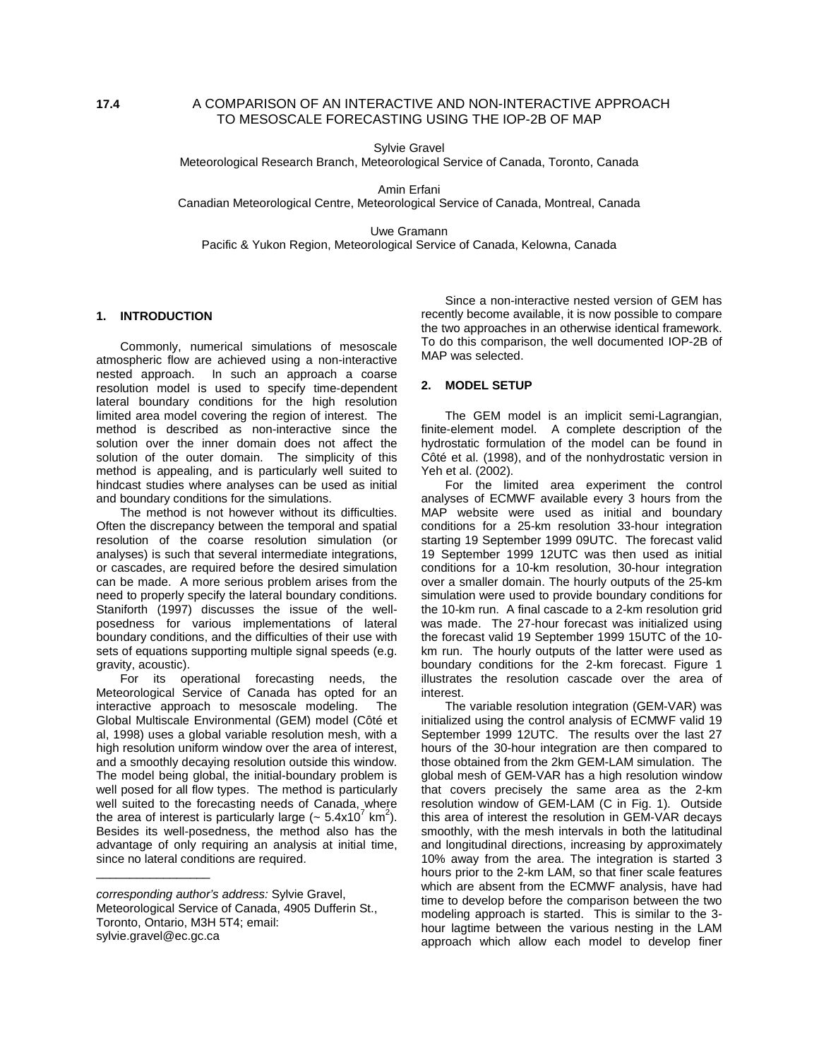**17.4**

# A COMPARISON OF AN INTERACTIVE AND NON-INTERACTIVE APPROACH TO MESOSCALE FORECASTING USING THE IOP-2B OF MAP

Sylvie Gravel
Meteorological Research Branch, Meteorological Service of Canada, Toronto, Canada

Amin Erfani
Canadian Meteorological Centre, Meteorological Service of Canada, Montreal, Canada

Uwe Gramann
Pacific & Yukon Region, Meteorological Service of Canada, Kelowna, Canada

## 1. INTRODUCTION

Commonly, numerical simulations of mesoscale atmospheric flow are achieved using a non-interactive nested approach. In such an approach a coarse resolution model is used to specify time-dependent lateral boundary conditions for the high resolution limited area model covering the region of interest. The method is described as non-interactive since the solution over the inner domain does not affect the solution of the outer domain. The simplicity of this method is appealing, and is particularly well suited to hindcast studies where analyses can be used as initial and boundary conditions for the simulations.

The method is not however without its difficulties. Often the discrepancy between the temporal and spatial resolution of the coarse resolution simulation (or analyses) is such that several intermediate integrations, or cascades, are required before the desired simulation can be made. A more serious problem arises from the need to properly specify the lateral boundary conditions. Staniforth (1997) discusses the issue of the well-posedness for various implementations of lateral boundary conditions, and the difficulties of their use with sets of equations supporting multiple signal speeds (e.g. gravity, acoustic).

For its operational forecasting needs, the Meteorological Service of Canada has opted for an interactive approach to mesoscale modeling. The Global Multiscale Environmental (GEM) model (Côté et al, 1998) uses a global variable resolution mesh, with a high resolution uniform window over the area of interest, and a smoothly decaying resolution outside this window. The model being global, the initial-boundary problem is well posed for all flow types. The method is particularly well suited to the forecasting needs of Canada, where the area of interest is particularly large (~ $5.4 \times 10^7$ km$^2$). Besides its well-posedness, the method also has the advantage of only requiring an analysis at initial time, since no lateral conditions are required.

*corresponding author's address:* Sylvie Gravel, Meteorological Service of Canada, 4905 Dufferin St., Toronto, Ontario, M3H 5T4; email: sylvie.gravel@ec.gc.ca

Since a non-interactive nested version of GEM has recently become available, it is now possible to compare the two approaches in an otherwise identical framework. To do this comparison, the well documented IOP-2B of MAP was selected.

## 2. MODEL SETUP

The GEM model is an implicit semi-Lagrangian, finite-element model. A complete description of the hydrostatic formulation of the model can be found in Côté et al. (1998), and of the nonhydrostatic version in Yeh et al. (2002).

For the limited area experiment the control analyses of ECMWF available every 3 hours from the MAP website were used as initial and boundary conditions for a 25-km resolution 33-hour integration starting 19 September 1999 09UTC. The forecast valid 19 September 1999 12UTC was then used as initial conditions for a 10-km resolution, 30-hour integration over a smaller domain. The hourly outputs of the 25-km simulation were used to provide boundary conditions for the 10-km run. A final cascade to a 2-km resolution grid was made. The 27-hour forecast was initialized using the forecast valid 19 September 1999 15UTC of the 10-km run. The hourly outputs of the latter were used as boundary conditions for the 2-km forecast. Figure 1 illustrates the resolution cascade over the area of interest.

The variable resolution integration (GEM-VAR) was initialized using the control analysis of ECMWF valid 19 September 1999 12UTC. The results over the last 27 hours of the 30-hour integration are then compared to those obtained from the 2km GEM-LAM simulation. The global mesh of GEM-VAR has a high resolution window that covers precisely the same area as the 2-km resolution window of GEM-LAM (C in Fig. 1). Outside this area of interest the resolution in GEM-VAR decays smoothly, with the mesh intervals in both the latitudinal and longitudinal directions, increasing by approximately 10% away from the area. The integration is started 3 hours prior to the 2-km LAM, so that finer scale features which are absent from the ECMWF analysis, have had time to develop before the comparison between the two modeling approach is started. This is similar to the 3-hour lagtime between the various nesting in the LAM approach which allow each model to develop finer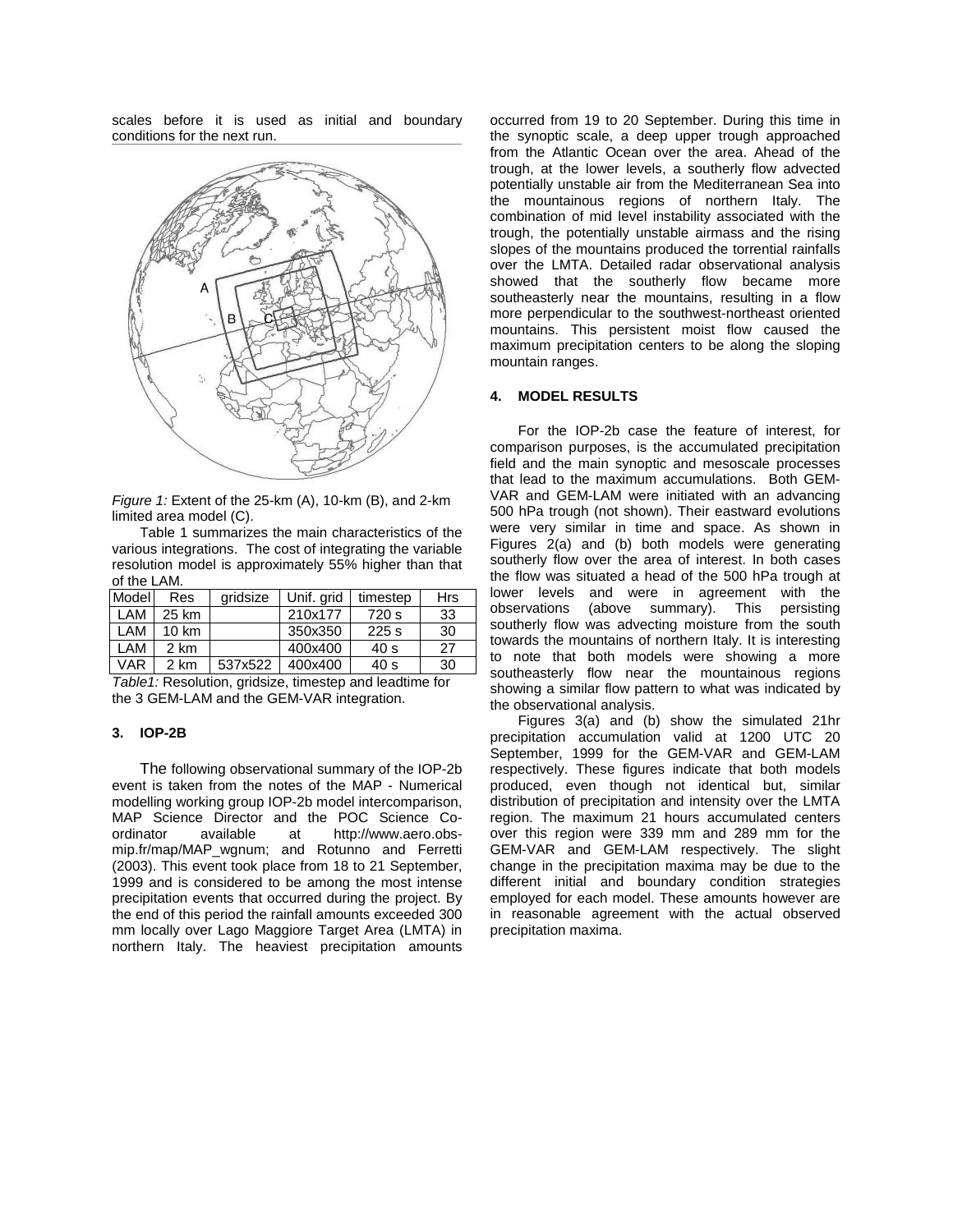scales before it is used as initial and boundary conditions for the next run.

*Figure 1:* Extent of the 25-km (A), 10-km (B), and 2-km limited area model (C).

Table 1 summarizes the main characteristics of the various integrations. The cost of integrating the variable resolution model is approximately 55% higher than that of the LAM.

| Model | Res | gridsize | Unif. grid | timestep | Hrs |
|---|---|---|---|---|---|
| LAM | 25 km | | 210x177 | 720 s | 33 |
| LAM | 10 km | | 350x350 | 225 s | 30 |
| LAM | 2 km | | 400x400 | 40 s | 27 |
| VAR | 2 km | 537x522 | 400x400 | 40 s | 30 |

*Table1:* Resolution, gridsize, timestep and leadtime for the 3 GEM-LAM and the GEM-VAR integration.

### 3. IOP-2B

The following observational summary of the IOP-2b event is taken from the notes of the MAP - Numerical modelling working group IOP-2b model intercomparison, MAP Science Director and the POC Science Co-ordinator available at http://www.aero.obs-mip.fr/map/MAP_wgnum; and Rotunno and Ferretti (2003). This event took place from 18 to 21 September, 1999 and is considered to be among the most intense precipitation events that occurred during the project. By the end of this period the rainfall amounts exceeded 300 mm locally over Lago Maggiore Target Area (LMTA) in northern Italy. The heaviest precipitation amounts occurred from 19 to 20 September. During this time in the synoptic scale, a deep upper trough approached from the Atlantic Ocean over the area. Ahead of the trough, at the lower levels, a southerly flow advected potentially unstable air from the Mediterranean Sea into the mountainous regions of northern Italy. The combination of mid level instability associated with the trough, the potentially unstable airmass and the rising slopes of the mountains produced the torrential rainfalls over the LMTA. Detailed radar observational analysis showed that the southerly flow became more southeasterly near the mountains, resulting in a flow more perpendicular to the southwest-northeast oriented mountains. This persistent moist flow caused the maximum precipitation centers to be along the sloping mountain ranges.

### 4. MODEL RESULTS

For the IOP-2b case the feature of interest, for comparison purposes, is the accumulated precipitation field and the main synoptic and mesoscale processes that lead to the maximum accumulations. Both GEM-VAR and GEM-LAM were initiated with an advancing 500 hPa trough (not shown). Their eastward evolutions were very similar in time and space. As shown in Figures 2(a) and (b) both models were generating southerly flow over the area of interest. In both cases the flow was situated a head of the 500 hPa trough at lower levels and were in agreement with the observations (above summary). This persisting southerly flow was advecting moisture from the south towards the mountains of northern Italy. It is interesting to note that both models were showing a more southeasterly flow near the mountainous regions showing a similar flow pattern to what was indicated by the observational analysis.

Figures 3(a) and (b) show the simulated 21hr precipitation accumulation valid at 1200 UTC 20 September, 1999 for the GEM-VAR and GEM-LAM respectively. These figures indicate that both models produced, even though not identical but, similar distribution of precipitation and intensity over the LMTA region. The maximum 21 hours accumulated centers over this region were 339 mm and 289 mm for the GEM-VAR and GEM-LAM respectively. The slight change in the precipitation maxima may be due to the different initial and boundary condition strategies employed for each model. These amounts however are in reasonable agreement with the actual observed precipitation maxima.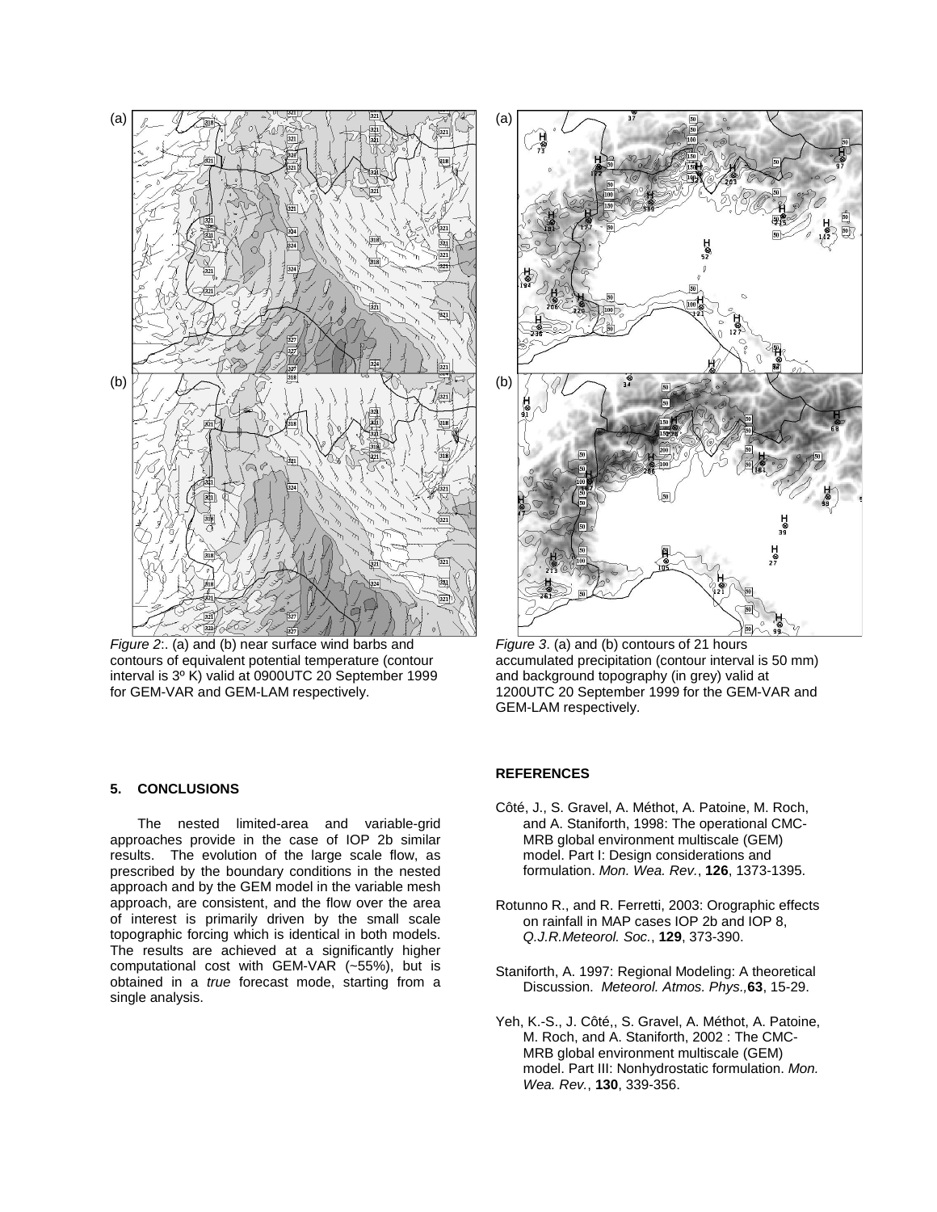*Figure 2*:. (a) and (b) near surface wind barbs and contours of equivalent potential temperature (contour interval is 3º K) valid at 0900UTC 20 September 1999 for GEM-VAR and GEM-LAM respectively.

*Figure 3*. (a) and (b) contours of 21 hours accumulated precipitation (contour interval is 50 mm) and background topography (in grey) valid at 1200UTC 20 September 1999 for the GEM-VAR and GEM-LAM respectively.

## 5. CONCLUSIONS

The nested limited-area and variable-grid approaches provide in the case of IOP 2b similar results. The evolution of the large scale flow, as prescribed by the boundary conditions in the nested approach and by the GEM model in the variable mesh approach, are consistent, and the flow over the area of interest is primarily driven by the small scale topographic forcing which is identical in both models. The results are achieved at a significantly higher computational cost with GEM-VAR (~55%), but is obtained in a *true* forecast mode, starting from a single analysis.

## REFERENCES

Côté, J., S. Gravel, A. Méthot, A. Patoine, M. Roch, and A. Staniforth, 1998: The operational CMC-MRB global environment multiscale (GEM) model. Part I: Design considerations and formulation. *Mon. Wea. Rev.*, **126**, 1373-1395.

Rotunno R., and R. Ferretti, 2003: Orographic effects on rainfall in MAP cases IOP 2b and IOP 8, *Q.J.R.Meteorol. Soc.*, **129**, 373-390.

Staniforth, A. 1997: Regional Modeling: A theoretical Discussion. *Meteorol. Atmos. Phys.*,**63**, 15-29.

Yeh, K.-S., J. Côté,, S. Gravel, A. Méthot, A. Patoine, M. Roch, and A. Staniforth, 2002 : The CMC-MRB global environment multiscale (GEM) model. Part III: Nonhydrostatic formulation. *Mon. Wea. Rev.*, **130**, 339-356.